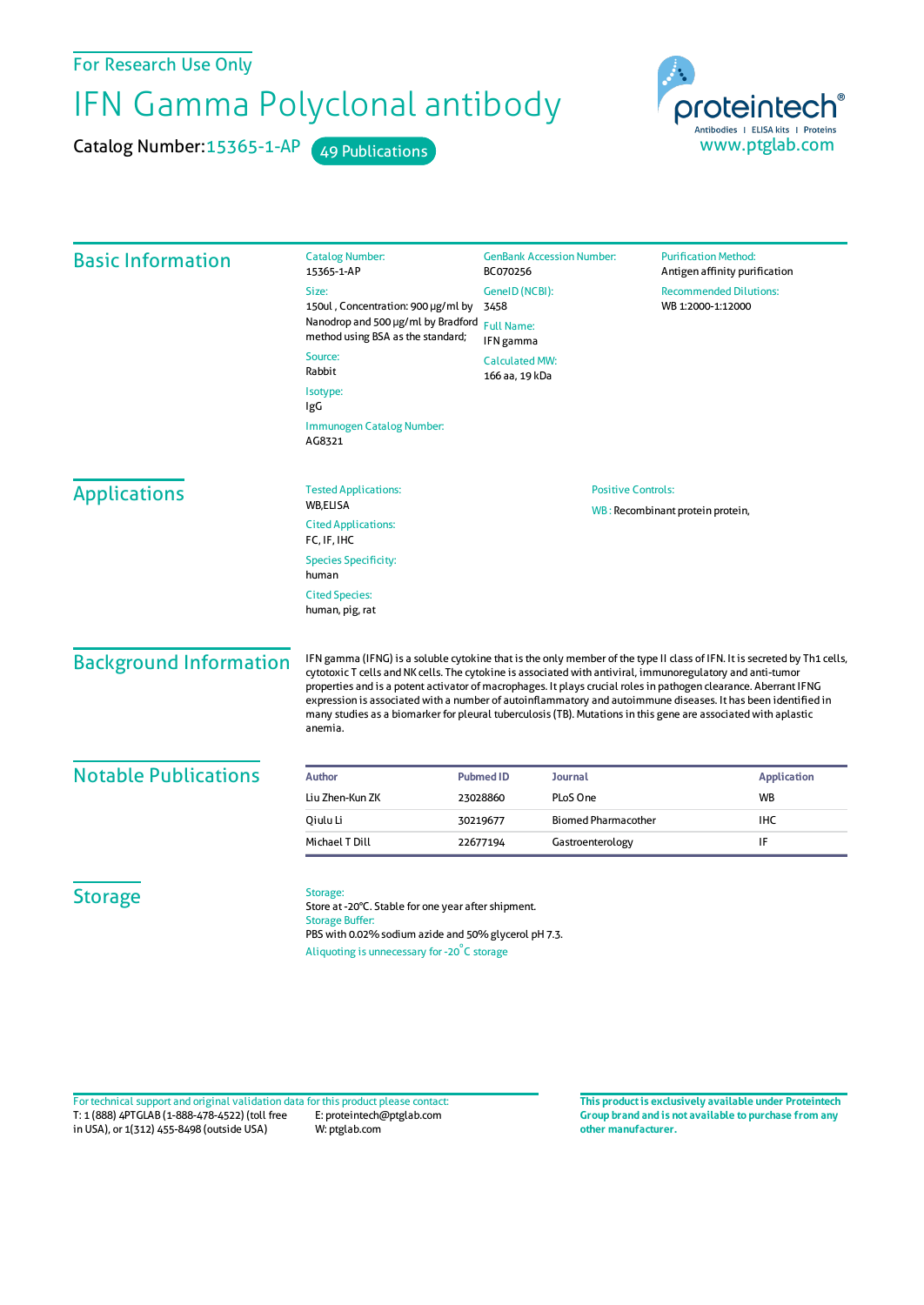For Research Use Only

# IFN Gamma Polyclonal antibody

**Catalog Number:** 15365-1-AP 49 Publications

proteintech® Antibodies | ELISA kits | Proteins
www.ptglab.com

## Basic Information

**Catalog Number:**
15365-1-AP

**Size:**
150ul , Concentration: 900 μg/ml by Nanodrop and 500 μg/ml by Bradford method using BSA as the standard;

**Source:**
Rabbit

**Isotype:**
IgG

**Immunogen Catalog Number:**
AG8321

**GenBank Accession Number:**
BC070256

**GeneID (NCBI):**
3458

**Full Name:**
IFN gamma

**Calculated MW:**
166 aa, 19 kDa

**Purification Method:**
Antigen affinity purification

**Recommended Dilutions:**
WB 1:2000-1:12000

## Applications

**Tested Applications:**
WB,ELISA

**Cited Applications:**
FC, IF, IHC

**Species Specificity:**
human

**Cited Species:**
human, pig, rat

**Positive Controls:**
WB : Recombinant protein protein,

## Background Information

IFN gamma (IFNG) is a soluble cytokine that is the only member of the type II class of IFN. It is secreted by Th1 cells, cytotoxic T cells and NK cells. The cytokine is associated with antiviral, immunoregulatory and anti-tumor properties and is a potent activator of macrophages. It plays crucial roles in pathogen clearance. Aberrant IFNG expression is associated with a number of autoinflammatory and autoimmune diseases. It has been identified in many studies as a biomarker for pleural tuberculosis (TB). Mutations in this gene are associated with aplastic anemia.

## Notable Publications

| Author | Pubmed ID | Journal | Application |
|---|---|---|---|
| Liu Zhen-Kun ZK | 23028860 | PLoS One | WB |
| Qiulu Li | 30219677 | Biomed Pharmacother | IHC |
| Michael T Dill | 22677194 | Gastroenterology | IF |

## Storage

**Storage:**
Store at -20°C. Stable for one year after shipment.

**Storage Buffer:**
PBS with 0.02% sodium azide and 50% glycerol pH 7.3.

Aliquoting is unnecessary for -20°C storage

For technical support and original validation data for this product please contact:
T: 1 (888) 4PTGLAB (1-888-478-4522) (toll free in USA), or 1(312) 455-8498 (outside USA)
E: proteintech@ptglab.com
W: ptglab.com

**This product is exclusively available under Proteintech Group brand and is not available to purchase from any other manufacturer.**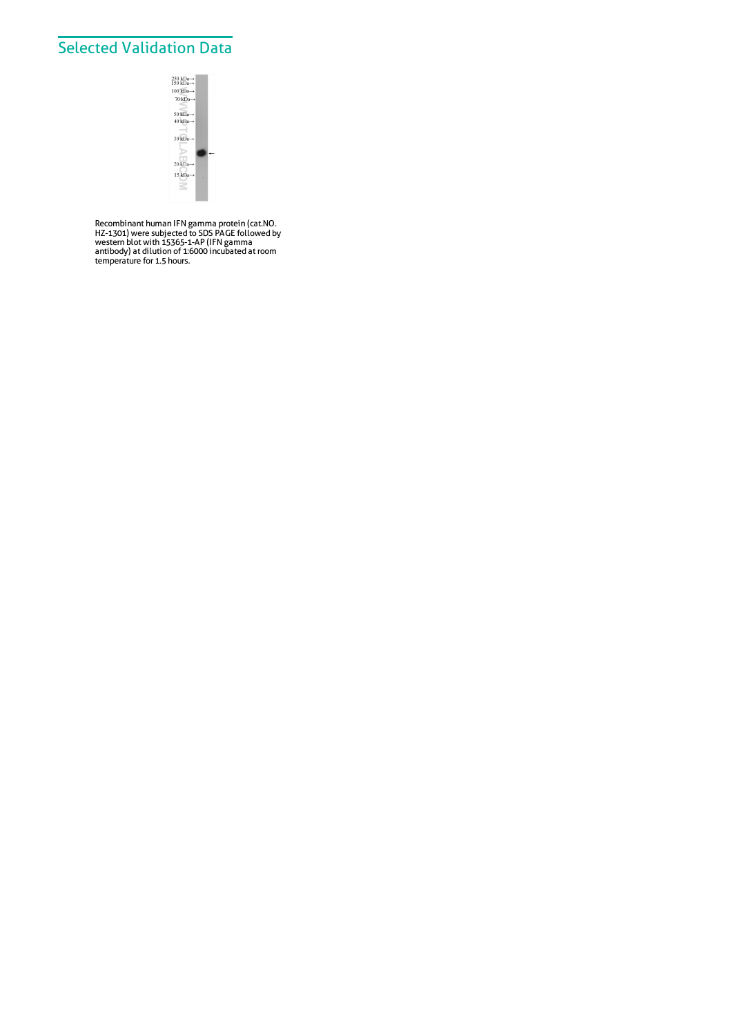## Selected Validation Data

250 kDa→
150 kDa→
100 kDa→
70 kDa→
50 kDa→
40 kDa→
30 kDa→
20 kDa→
15 kDa→

Recombinant human IFN gamma protein (cat.NO. HZ-1301) were subjected to SDS PAGE followed by western blot with 15365-1-AP (IFN gamma antibody) at dilution of 1:6000 incubated at room temperature for 1.5 hours.